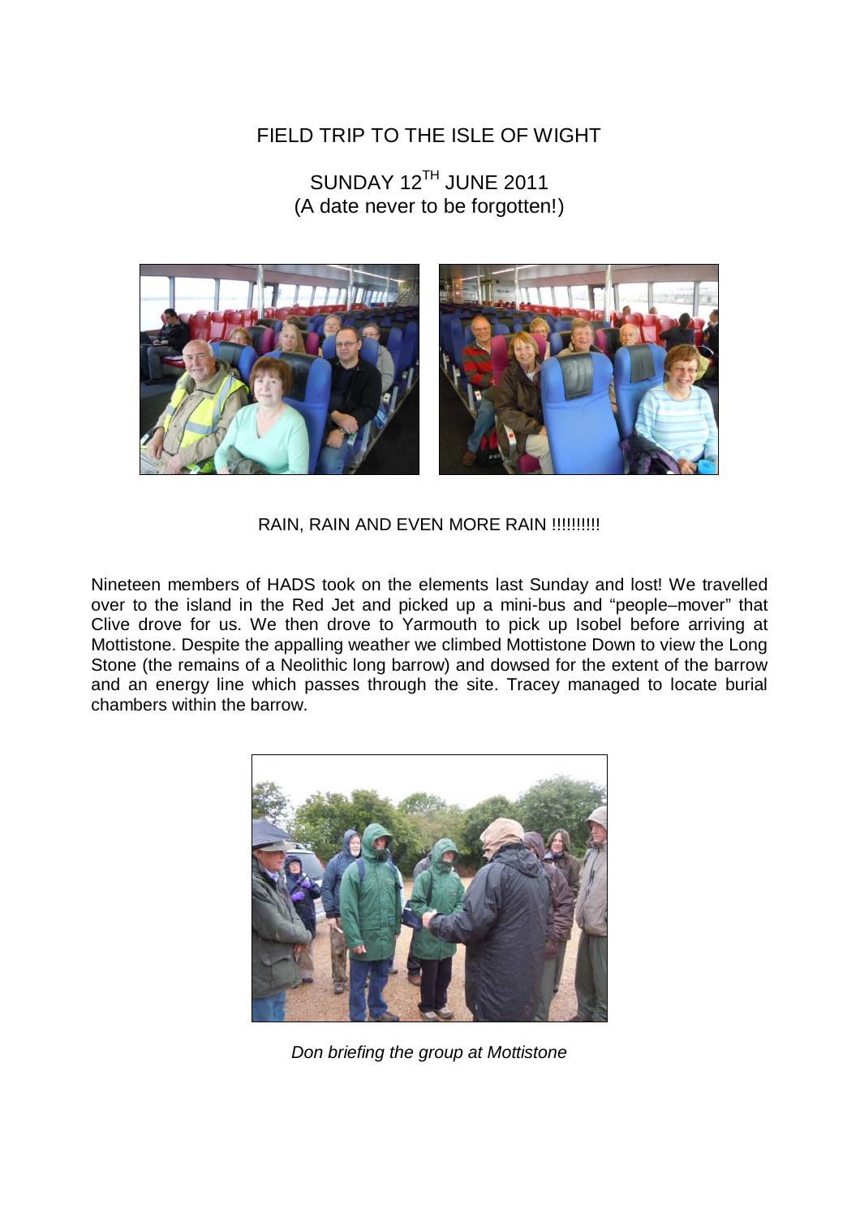# FIELD TRIP TO THE ISLE OF WIGHT

## SUNDAY 12$^{TH}$ JUNE 2011
(A date never to be forgotten!)

RAIN, RAIN AND EVEN MORE RAIN !!!!!!!!!

Nineteen members of HADS took on the elements last Sunday and lost! We travelled over to the island in the Red Jet and picked up a mini-bus and "people–mover" that Clive drove for us. We then drove to Yarmouth to pick up Isobel before arriving at Mottistone. Despite the appalling weather we climbed Mottistone Down to view the Long Stone (the remains of a Neolithic long barrow) and dowsed for the extent of the barrow and an energy line which passes through the site. Tracey managed to locate burial chambers within the barrow.

*Don briefing the group at Mottistone*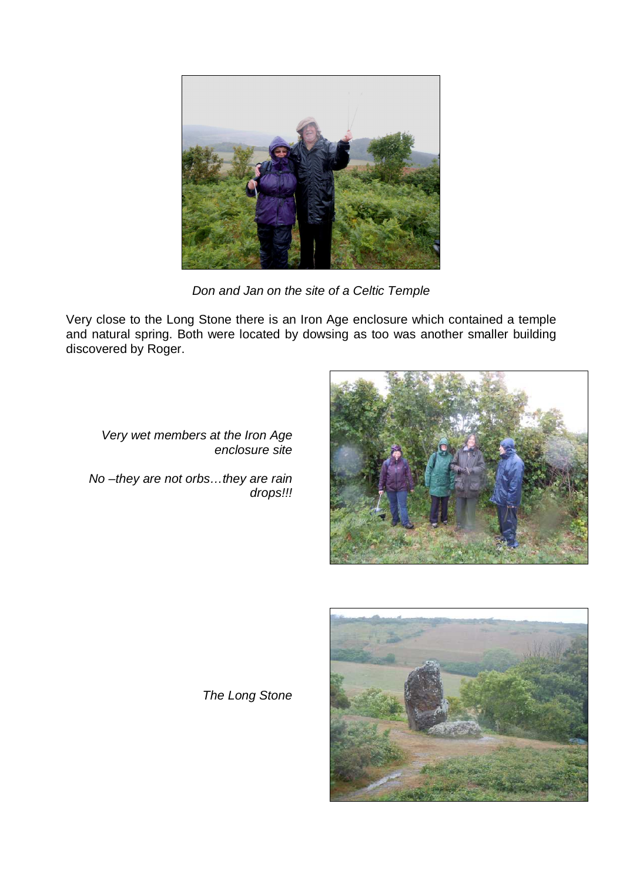*Don and Jan on the site of a Celtic Temple*

Very close to the Long Stone there is an Iron Age enclosure which contained a temple and natural spring. Both were located by dowsing as too was another smaller building discovered by Roger.

*Very wet members at the Iron Age enclosure site*

*No –they are not orbs…they are rain drops!!!*

*The Long Stone*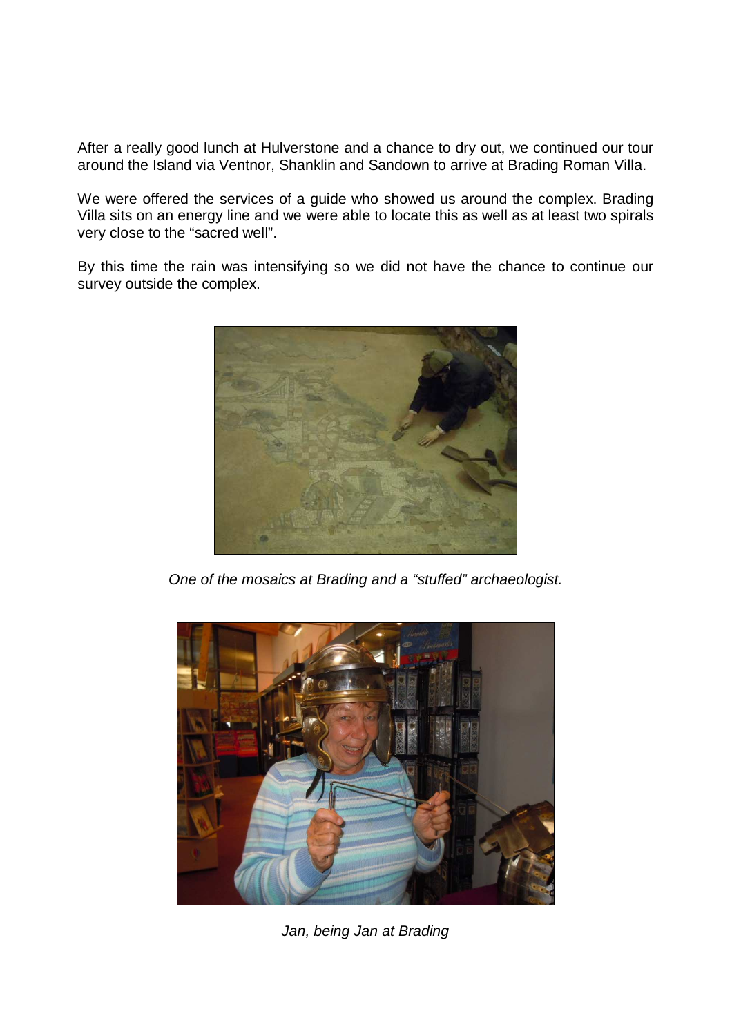After a really good lunch at Hulverstone and a chance to dry out, we continued our tour around the Island via Ventnor, Shanklin and Sandown to arrive at Brading Roman Villa.

We were offered the services of a guide who showed us around the complex. Brading Villa sits on an energy line and we were able to locate this as well as at least two spirals very close to the "sacred well".

By this time the rain was intensifying so we did not have the chance to continue our survey outside the complex.

*One of the mosaics at Brading and a "stuffed" archaeologist.*

*Jan, being Jan at Brading*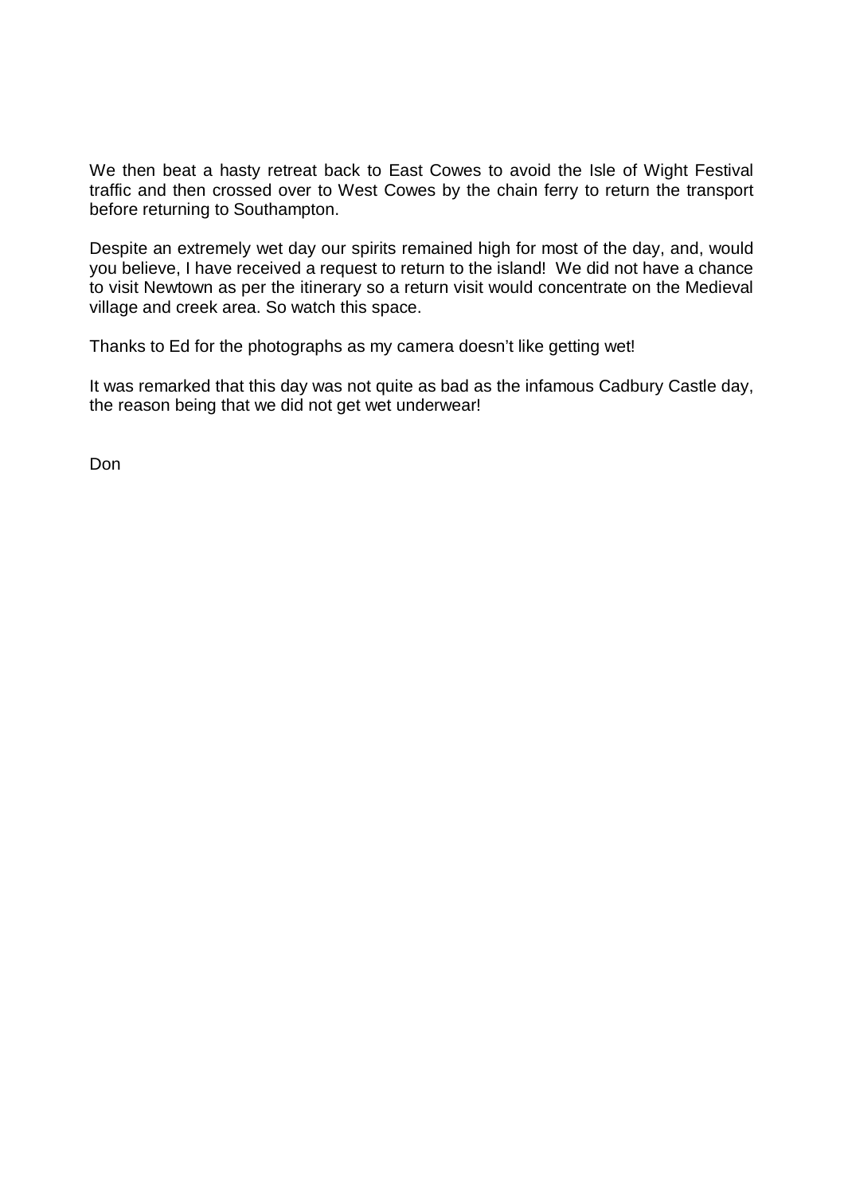We then beat a hasty retreat back to East Cowes to avoid the Isle of Wight Festival traffic and then crossed over to West Cowes by the chain ferry to return the transport before returning to Southampton.

Despite an extremely wet day our spirits remained high for most of the day, and, would you believe, I have received a request to return to the island! We did not have a chance to visit Newtown as per the itinerary so a return visit would concentrate on the Medieval village and creek area. So watch this space.

Thanks to Ed for the photographs as my camera doesn't like getting wet!

It was remarked that this day was not quite as bad as the infamous Cadbury Castle day, the reason being that we did not get wet underwear!

Don